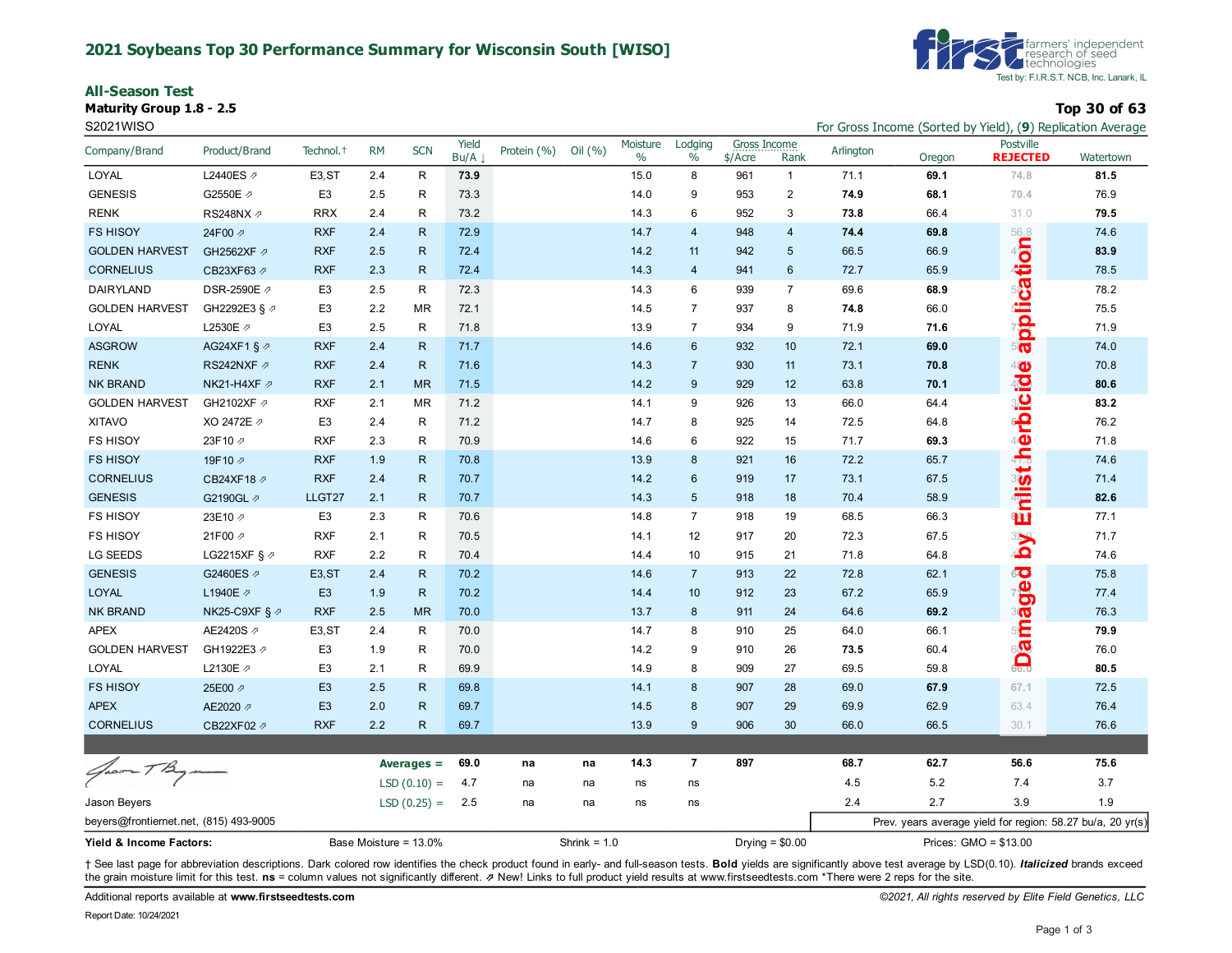# 2021 Soybeans Top 30 Performance Summary for Wisconsin South [WISO]

first farmers' independent research of seed technologies
Test by: F.I.R.S.T. NCB, Inc. Lanark, IL

## All-Season Test

**Maturity Group 1.8 - 2.5**
S2021WISO

**Top 30 of 63**
For Gross Income (Sorted by Yield), (9) Replication Average

| Company/Brand | Product/Brand | Technol.† | RM | SCN | Yield Bu/A ↓ | Protein (%) | Oil (%) | Moisture % | Lodging % | Gross Income $/Acre | Gross Income Rank | Arlington | Oregon | Postville REJECTED | Watertown |
|---|---|---|---|---|---|---|---|---|---|---|---|---|---|---|---|
| LOYAL | L2440ES ⇗ | E3,ST | 2.4 | R | **73.9** | | | 15.0 | 8 | 961 | 1 | 71.1 | **69.1** | 74.8 | **81.5** |
| GENESIS | G2550E ⇗ | E3 | 2.5 | R | 73.3 | | | 14.0 | 9 | 953 | 2 | **74.9** | **68.1** | 70.4 | 76.9 |
| RENK | RS248NX ⇗ | RRX | 2.4 | R | 73.2 | | | 14.3 | 6 | 952 | 3 | **73.8** | 66.4 | 31.0 | **79.5** |
| FS HISOY | 24F00 ⇗ | RXF | 2.4 | R | 72.9 | | | 14.7 | 4 | 948 | 4 | **74.4** | **69.8** | 56.8 | 74.6 |
| GOLDEN HARVEST | GH2562XF ⇗ | RXF | 2.5 | R | 72.4 | | | 14.2 | 11 | 942 | 5 | 66.5 | 66.9 | 4 | **83.9** |
| CORNELIUS | CB23XF63 ⇗ | RXF | 2.3 | R | 72.4 | | | 14.3 | 4 | 941 | 6 | 72.7 | 65.9 | | 78.5 |
| DAIRYLAND | DSR-2590E ⇗ | E3 | 2.5 | R | 72.3 | | | 14.3 | 6 | 939 | 7 | 69.6 | **68.9** | 5 | 78.2 |
| GOLDEN HARVEST | GH2292E3 § ⇗ | E3 | 2.2 | MR | 72.1 | | | 14.5 | 7 | 937 | 8 | **74.8** | 66.0 | 5 | 75.5 |
| LOYAL | L2530E ⇗ | E3 | 2.5 | R | 71.8 | | | 13.9 | 7 | 934 | 9 | 71.9 | **71.6** | 7 | 71.9 |
| ASGROW | AG24XF1 § ⇗ | RXF | 2.4 | R | 71.7 | | | 14.6 | 6 | 932 | 10 | 72.1 | **69.0** | 5 | 74.0 |
| RENK | RS242NXF ⇗ | RXF | 2.4 | R | 71.6 | | | 14.3 | 7 | 930 | 11 | 73.1 | **70.8** | 4 | 70.8 |
| NK BRAND | NK21-H4XF ⇗ | RXF | 2.1 | MR | 71.5 | | | 14.2 | 9 | 929 | 12 | 63.8 | **70.1** | 4 | **80.6** |
| GOLDEN HARVEST | GH2102XF ⇗ | RXF | 2.1 | MR | 71.2 | | | 14.1 | 9 | 926 | 13 | 66.0 | 64.4 | 3 | **83.2** |
| XITAVO | XO 2472E ⇗ | E3 | 2.4 | R | 71.2 | | | 14.7 | 8 | 925 | 14 | 72.5 | 64.8 | 6 | 76.2 |
| FS HISOY | 23F10 ⇗ | RXF | 2.3 | R | 70.9 | | | 14.6 | 6 | 922 | 15 | 71.7 | **69.3** | 4 | 71.8 |
| FS HISOY | 19F10 ⇗ | RXF | 1.9 | R | 70.8 | | | 13.9 | 8 | 921 | 16 | 72.2 | 65.7 | 41 | 74.6 |
| CORNELIUS | CB24XF18 ⇗ | RXF | 2.4 | R | 70.7 | | | 14.2 | 6 | 919 | 17 | 73.1 | 67.5 | 3 | 71.4 |
| GENESIS | G2190GL ⇗ | LLGT27 | 2.1 | R | 70.7 | | | 14.3 | 5 | 918 | 18 | 70.4 | 58.9 | 4 | **82.6** |
| FS HISOY | 23E10 ⇗ | E3 | 2.3 | R | 70.6 | | | 14.8 | 7 | 918 | 19 | 68.5 | 66.3 | 6 | 77.1 |
| FS HISOY | 21F00 ⇗ | RXF | 2.1 | R | 70.5 | | | 14.1 | 12 | 917 | 20 | 72.3 | 67.5 | 3 | 71.7 |
| LG SEEDS | LG2215XF § ⇗ | RXF | 2.2 | R | 70.4 | | | 14.4 | 10 | 915 | 21 | 71.8 | 64.8 | 4 | 74.6 |
| GENESIS | G2460ES ⇗ | E3,ST | 2.4 | R | 70.2 | | | 14.6 | 7 | 913 | 22 | 72.8 | 62.1 | 6 | 75.8 |
| LOYAL | L1940E ⇗ | E3 | 1.9 | R | 70.2 | | | 14.4 | 10 | 912 | 23 | 67.2 | 65.9 | 7 | 77.4 |
| NK BRAND | NK25-C9XF § ⇗ | RXF | 2.5 | MR | 70.0 | | | 13.7 | 8 | 911 | 24 | 64.6 | **69.2** | 3 | 76.3 |
| APEX | AE2420S ⇗ | E3,ST | 2.4 | R | 70.0 | | | 14.7 | 8 | 910 | 25 | 64.0 | 66.1 | 5 | **79.9** |
| GOLDEN HARVEST | GH1922E3 ⇗ | E3 | 1.9 | R | 70.0 | | | 14.2 | 9 | 910 | 26 | **73.5** | 60.4 | 6 | 76.0 |
| LOYAL | L2130E ⇗ | E3 | 2.1 | R | 69.9 | | | 14.9 | 8 | 909 | 27 | 69.5 | 59.8 | 66.0 | **80.5** |
| FS HISOY | 25E00 ⇗ | E3 | 2.5 | R | 69.8 | | | 14.1 | 8 | 907 | 28 | 69.0 | **67.9** | 67.1 | 72.5 |
| APEX | AE2020 ⇗ | E3 | 2.0 | R | 69.7 | | | 14.5 | 8 | 907 | 29 | 69.9 | 62.9 | 63.4 | 76.4 |
| CORNELIUS | CB22XF02 ⇗ | RXF | 2.2 | R | 69.7 | | | 13.9 | 9 | 906 | 30 | 66.0 | 66.5 | 30.1 | 76.6 |
| | | | | | | | | | | | | | | | |
| | | | | **Averages =** | **69.0** | **na** | **na** | **14.3** | **7** | **897** | | **68.7** | **62.7** | **56.6** | **75.6** |
| | | | | LSD (0.10) = | 4.7 | na | na | ns | ns | | | 4.5 | 5.2 | 7.4 | 3.7 |
| | | | | LSD (0.25) = | 2.5 | na | na | ns | ns | | | 2.4 | 2.7 | 3.9 | 1.9 |

Postville column annotation: **Damaged by Enlist herbicide application**

Jason Beyers
beyers@frontiernet.net, (815) 493-9005

Prev. years average yield for region: 58.27 bu/a, 20 yr(s)

**Yield & Income Factors:** Base Moisture = 13.0% Shrink = 1.0 Drying = $0.00 Prices: GMO = $13.00

† See last page for abbreviation descriptions. Dark colored row identifies the check product found in early- and full-season tests. **Bold** yields are significantly above test average by LSD(0.10). ***Italicized*** brands exceed the grain moisture limit for this test. **ns** = column values not significantly different. ⇗ New! Links to full product yield results at www.firstseedtests.com *There were 2 reps for the site.

Additional reports available at **www.firstseedtests.com**

*©2021, All rights reserved by Elite Field Genetics, LLC*

Report Date: 10/24/2021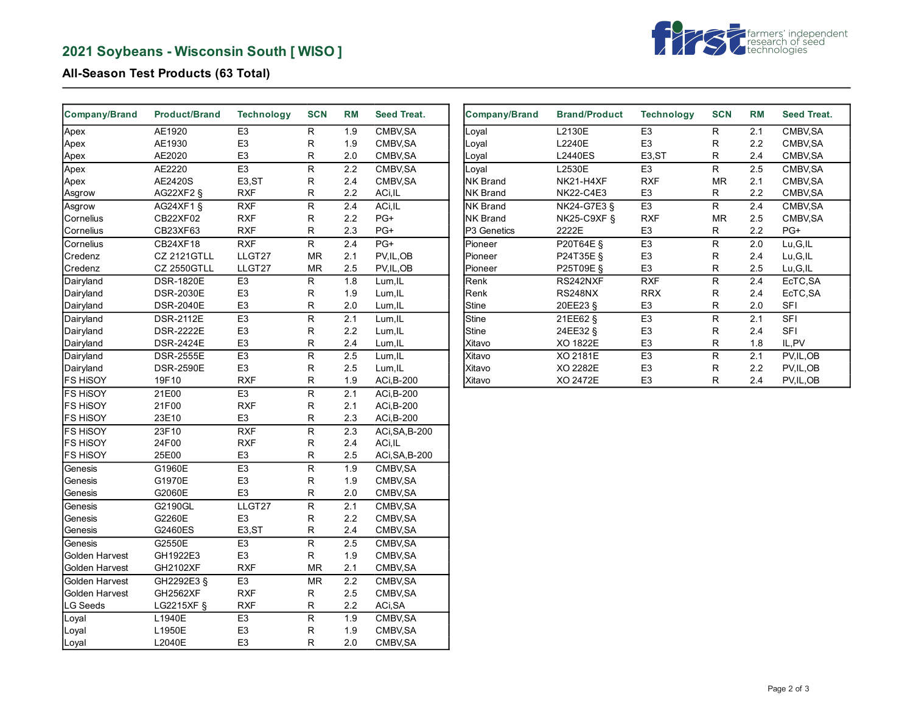## 2021 Soybeans - Wisconsin South [ WISO ]

### All-Season Test Products (63 Total)

| Company/Brand | Product/Brand | Technology | SCN | RM | Seed Treat. |
|---|---|---|---|---|---|
| Apex | AE1920 | E3 | R | 1.9 | CMBV,SA |
| Apex | AE1930 | E3 | R | 1.9 | CMBV,SA |
| Apex | AE2020 | E3 | R | 2.0 | CMBV,SA |
| Apex | AE2220 | E3 | R | 2.2 | CMBV,SA |
| Apex | AE2420S | E3,ST | R | 2.4 | CMBV,SA |
| Asgrow | AG22XF2 § | RXF | R | 2.2 | ACi,IL |
| Asgrow | AG24XF1 § | RXF | R | 2.4 | ACi,IL |
| Cornelius | CB22XF02 | RXF | R | 2.2 | PG+ |
| Cornelius | CB23XF63 | RXF | R | 2.3 | PG+ |
| Cornelius | CB24XF18 | RXF | R | 2.4 | PG+ |
| Credenz | CZ 2121GTLL | LLGT27 | MR | 2.1 | PV,IL,OB |
| Credenz | CZ 2550GTLL | LLGT27 | MR | 2.5 | PV,IL,OB |
| Dairyland | DSR-1820E | E3 | R | 1.8 | Lum,IL |
| Dairyland | DSR-2030E | E3 | R | 1.9 | Lum,IL |
| Dairyland | DSR-2040E | E3 | R | 2.0 | Lum,IL |
| Dairyland | DSR-2112E | E3 | R | 2.1 | Lum,IL |
| Dairyland | DSR-2222E | E3 | R | 2.2 | Lum,IL |
| Dairyland | DSR-2424E | E3 | R | 2.4 | Lum,IL |
| Dairyland | DSR-2555E | E3 | R | 2.5 | Lum,IL |
| Dairyland | DSR-2590E | E3 | R | 2.5 | Lum,IL |
| FS HiSOY | 19F10 | RXF | R | 1.9 | ACi,B-200 |
| FS HiSOY | 21E00 | E3 | R | 2.1 | ACi,B-200 |
| FS HiSOY | 21F00 | RXF | R | 2.1 | ACi,B-200 |
| FS HiSOY | 23E10 | E3 | R | 2.3 | ACi,B-200 |
| FS HiSOY | 23F10 | RXF | R | 2.3 | ACi,SA,B-200 |
| FS HiSOY | 24F00 | RXF | R | 2.4 | ACi,IL |
| FS HiSOY | 25E00 | E3 | R | 2.5 | ACi,SA,B-200 |
| Genesis | G1960E | E3 | R | 1.9 | CMBV,SA |
| Genesis | G1970E | E3 | R | 1.9 | CMBV,SA |
| Genesis | G2060E | E3 | R | 2.0 | CMBV,SA |
| Genesis | G2190GL | LLGT27 | R | 2.1 | CMBV,SA |
| Genesis | G2260E | E3 | R | 2.2 | CMBV,SA |
| Genesis | G2460ES | E3,ST | R | 2.4 | CMBV,SA |
| Genesis | G2550E | E3 | R | 2.5 | CMBV,SA |
| Golden Harvest | GH1922E3 | E3 | R | 1.9 | CMBV,SA |
| Golden Harvest | GH2102XF | RXF | MR | 2.1 | CMBV,SA |
| Golden Harvest | GH2292E3 § | E3 | MR | 2.2 | CMBV,SA |
| Golden Harvest | GH2562XF | RXF | R | 2.5 | CMBV,SA |
| LG Seeds | LG2215XF § | RXF | R | 2.2 | ACi,SA |
| Loyal | L1940E | E3 | R | 1.9 | CMBV,SA |
| Loyal | L1950E | E3 | R | 1.9 | CMBV,SA |
| Loyal | L2040E | E3 | R | 2.0 | CMBV,SA |
| Loyal | L2130E | E3 | R | 2.1 | CMBV,SA |
| Loyal | L2240E | E3 | R | 2.2 | CMBV,SA |
| Loyal | L2440ES | E3,ST | R | 2.4 | CMBV,SA |
| Loyal | L2530E | E3 | R | 2.5 | CMBV,SA |
| NK Brand | NK21-H4XF | RXF | MR | 2.1 | CMBV,SA |
| NK Brand | NK22-C4E3 | E3 | R | 2.2 | CMBV,SA |
| NK Brand | NK24-G7E3 § | E3 | R | 2.4 | CMBV,SA |
| NK Brand | NK25-C9XF § | RXF | MR | 2.5 | CMBV,SA |
| P3 Genetics | 2222E | E3 | R | 2.2 | PG+ |
| Pioneer | P20T64E § | E3 | R | 2.0 | Lu,G,IL |
| Pioneer | P24T35E § | E3 | R | 2.4 | Lu,G,IL |
| Pioneer | P25T09E § | E3 | R | 2.5 | Lu,G,IL |
| Renk | RS242NXF | RXF | R | 2.4 | EcTC,SA |
| Renk | RS248NX | RRX | R | 2.4 | EcTC,SA |
| Stine | 20EE23 § | E3 | R | 2.0 | SFI |
| Stine | 21EE62 § | E3 | R | 2.1 | SFI |
| Stine | 24EE32 § | E3 | R | 2.4 | SFI |
| Xitavo | XO 1822E | E3 | R | 1.8 | IL,PV |
| Xitavo | XO 2181E | E3 | R | 2.1 | PV,IL,OB |
| Xitavo | XO 2282E | E3 | R | 2.2 | PV,IL,OB |
| Xitavo | XO 2472E | E3 | R | 2.4 | PV,IL,OB |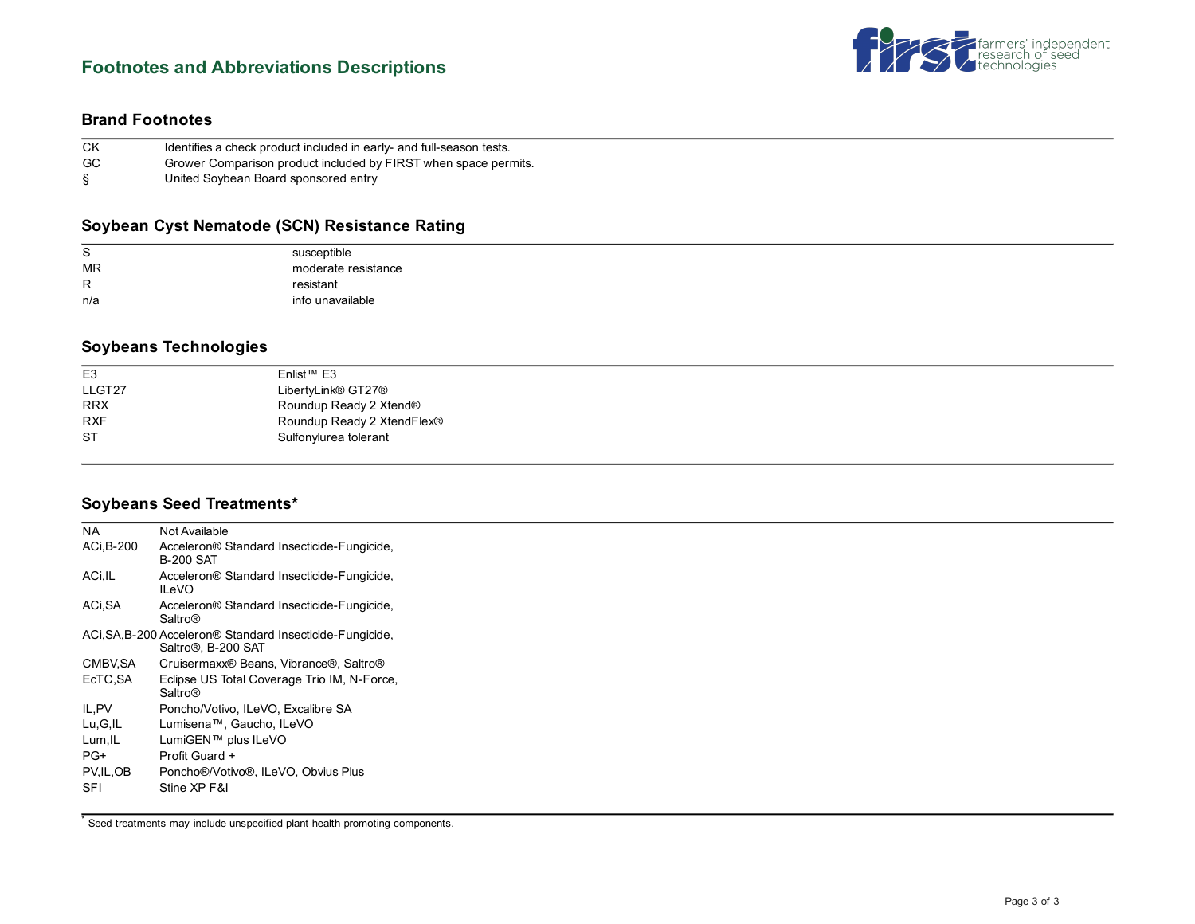## Footnotes and Abbreviations Descriptions

first farmers' independent research of seed technologies

### Brand Footnotes

| | |
|---|---|
| CK | Identifies a check product included in early- and full-season tests. |
| GC | Grower Comparison product included by FIRST when space permits. |
| § | United Soybean Board sponsored entry |

### Soybean Cyst Nematode (SCN) Resistance Rating

| | |
|---|---|
| S | susceptible |
| MR | moderate resistance |
| R | resistant |
| n/a | info unavailable |

### Soybeans Technologies

| | |
|---|---|
| E3 | Enlist™ E3 |
| LLGT27 | LibertyLink® GT27® |
| RRX | Roundup Ready 2 Xtend® |
| RXF | Roundup Ready 2 XtendFlex® |
| ST | Sulfonylurea tolerant |

### Soybeans Seed Treatments*

| | |
|---|---|
| NA | Not Available |
| ACi,B-200 | Acceleron® Standard Insecticide-Fungicide, B-200 SAT |
| ACi,IL | Acceleron® Standard Insecticide-Fungicide, ILeVO |
| ACi,SA | Acceleron® Standard Insecticide-Fungicide, Saltro® |
| ACi,SA,B-200 | Acceleron® Standard Insecticide-Fungicide, Saltro®, B-200 SAT |
| CMBV,SA | Cruisermaxx® Beans, Vibrance®, Saltro® |
| EcTC,SA | Eclipse US Total Coverage Trio IM, N-Force, Saltro® |
| IL,PV | Poncho/Votivo, ILeVO, Excalibre SA |
| Lu,G,IL | Lumisena™, Gaucho, ILeVO |
| Lum,IL | LumiGEN™ plus ILeVO |
| PG+ | Profit Guard + |
| PV,IL,OB | Poncho®/Votivo®, ILeVO, Obvius Plus |
| SFI | Stine XP F&I |

* Seed treatments may include unspecified plant health promoting components.